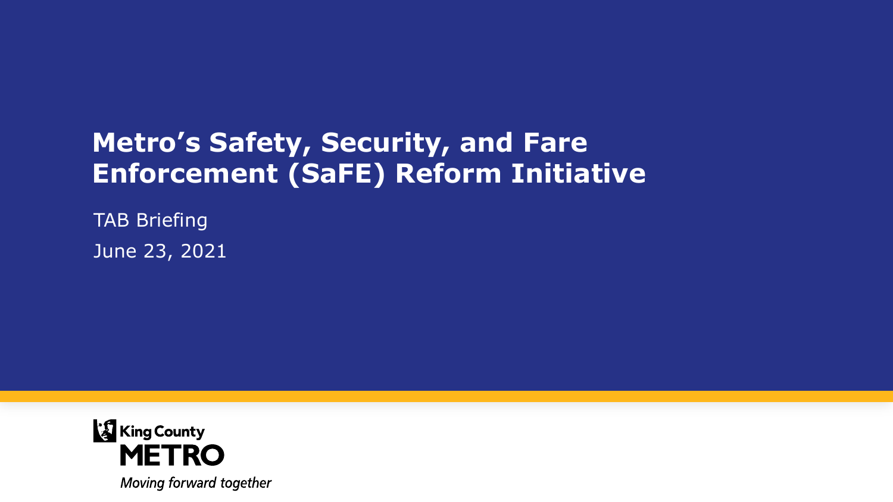# Metro's Safety, Security, and Fare Enforcement (SaFE) Reform Initiative

TAB Briefing

June 23, 2021

King County
METRO
*Moving forward together*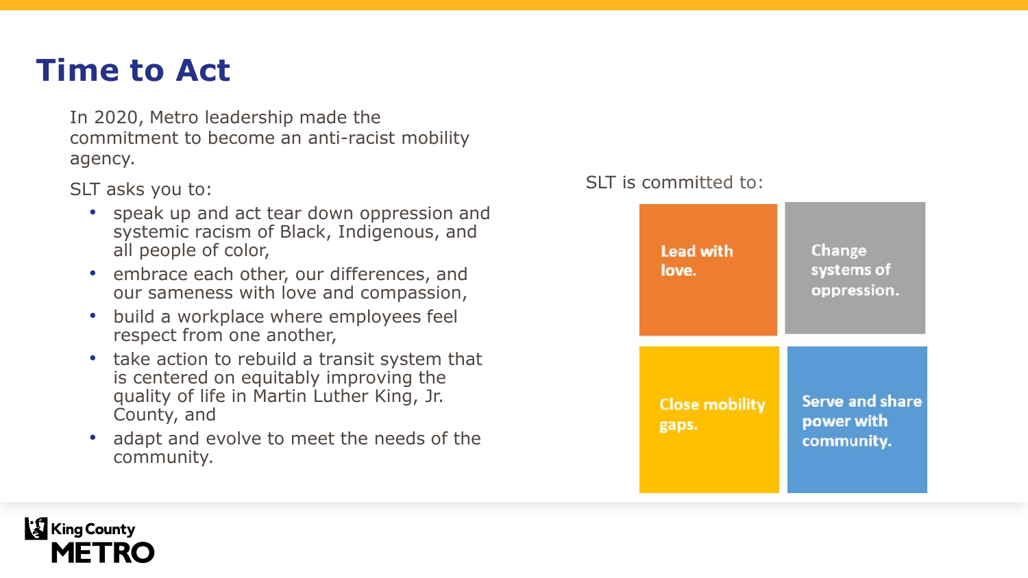# Time to Act

In 2020, Metro leadership made the commitment to become an anti-racist mobility agency.

SLT asks you to:

- speak up and act tear down oppression and systemic racism of Black, Indigenous, and all people of color,
- embrace each other, our differences, and our sameness with love and compassion,
- build a workplace where employees feel respect from one another,
- take action to rebuild a transit system that is centered on equitably improving the quality of life in Martin Luther King, Jr. County, and
- adapt and evolve to meet the needs of the community.

SLT is committed to:

- **Lead with love.**
- **Change systems of oppression.**
- **Close mobility gaps.**
- **Serve and share power with community.**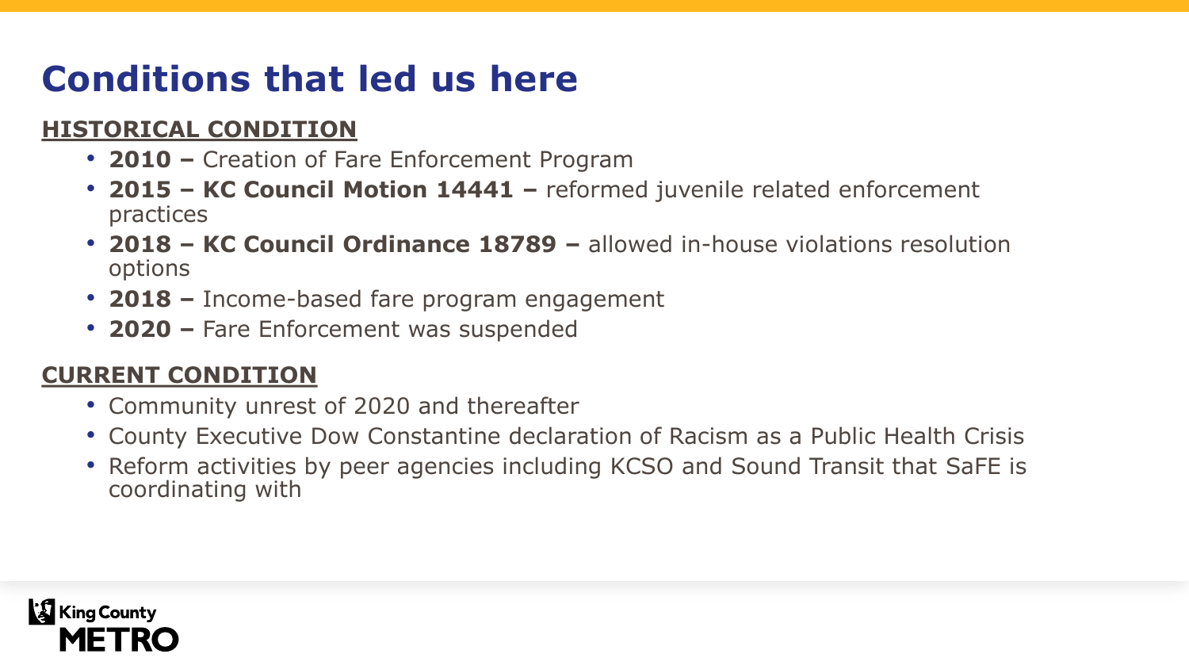# Conditions that led us here

**HISTORICAL CONDITION**

- **2010 –** Creation of Fare Enforcement Program
- **2015 – KC Council Motion 14441 –** reformed juvenile related enforcement practices
- **2018 – KC Council Ordinance 18789 –** allowed in-house violations resolution options
- **2018 –** Income-based fare program engagement
- **2020 –** Fare Enforcement was suspended

**CURRENT CONDITION**

- Community unrest of 2020 and thereafter
- County Executive Dow Constantine declaration of Racism as a Public Health Crisis
- Reform activities by peer agencies including KCSO and Sound Transit that SaFE is coordinating with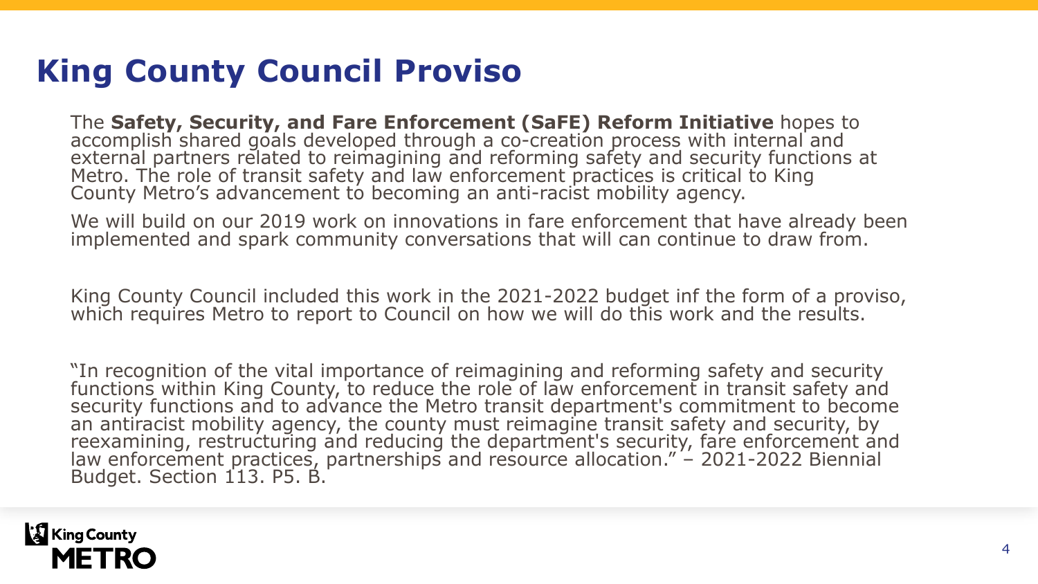# King County Council Proviso

The **Safety, Security, and Fare Enforcement (SaFE) Reform Initiative** hopes to accomplish shared goals developed through a co-creation process with internal and external partners related to reimagining and reforming safety and security functions at Metro. The role of transit safety and law enforcement practices is critical to King County Metro's advancement to becoming an anti-racist mobility agency.

We will build on our 2019 work on innovations in fare enforcement that have already been implemented and spark community conversations that will can continue to draw from.

King County Council included this work in the 2021-2022 budget inf the form of a proviso, which requires Metro to report to Council on how we will do this work and the results.

"In recognition of the vital importance of reimagining and reforming safety and security functions within King County, to reduce the role of law enforcement in transit safety and security functions and to advance the Metro transit department's commitment to become an antiracist mobility agency, the county must reimagine transit safety and security, by reexamining, restructuring and reducing the department's security, fare enforcement and law enforcement practices, partnerships and resource allocation." – 2021-2022 Biennial Budget. Section 113. P5. B.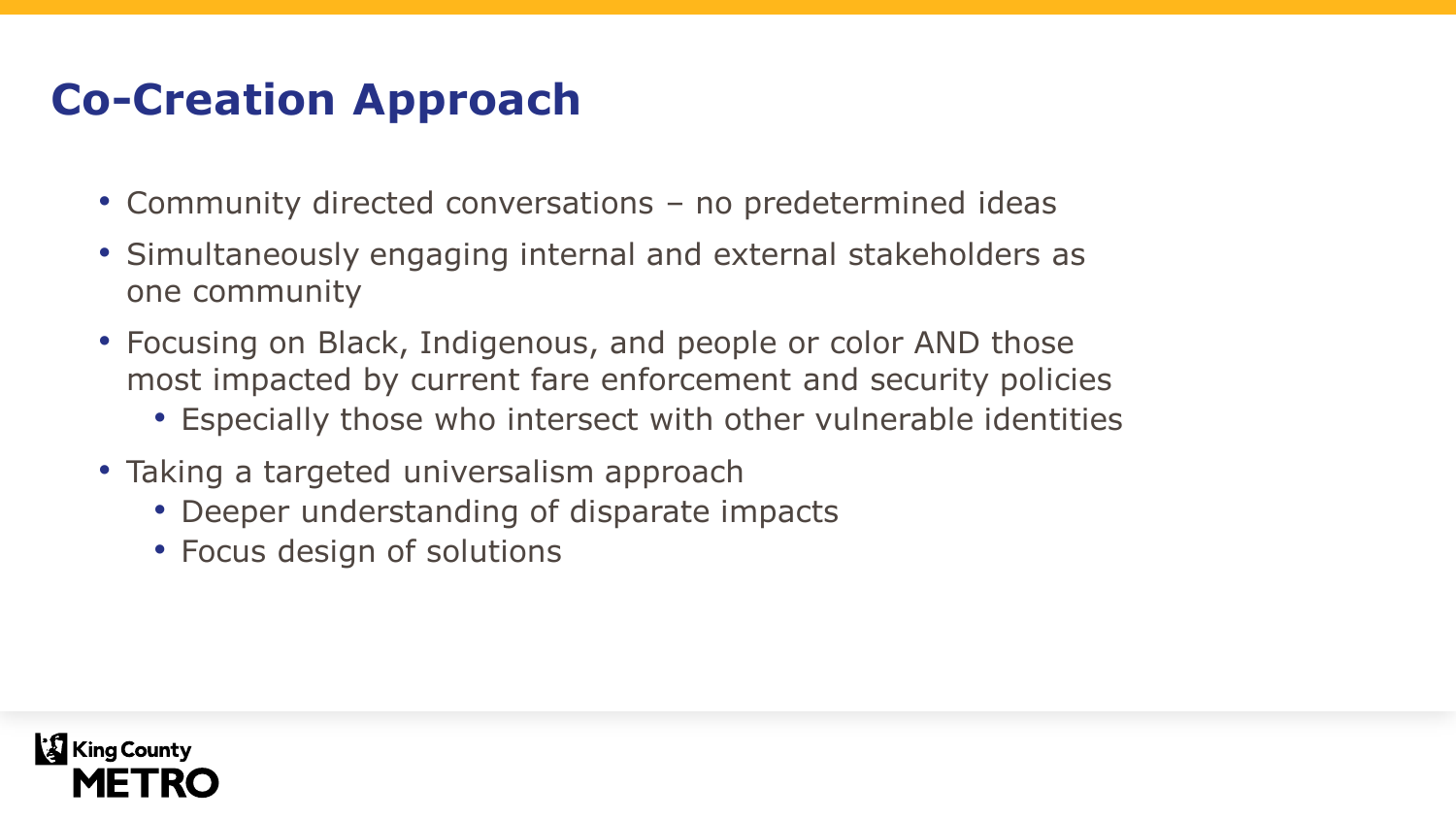# Co-Creation Approach

- Community directed conversations – no predetermined ideas
- Simultaneously engaging internal and external stakeholders as one community
- Focusing on Black, Indigenous, and people or color AND those most impacted by current fare enforcement and security policies
  - Especially those who intersect with other vulnerable identities
- Taking a targeted universalism approach
  - Deeper understanding of disparate impacts
  - Focus design of solutions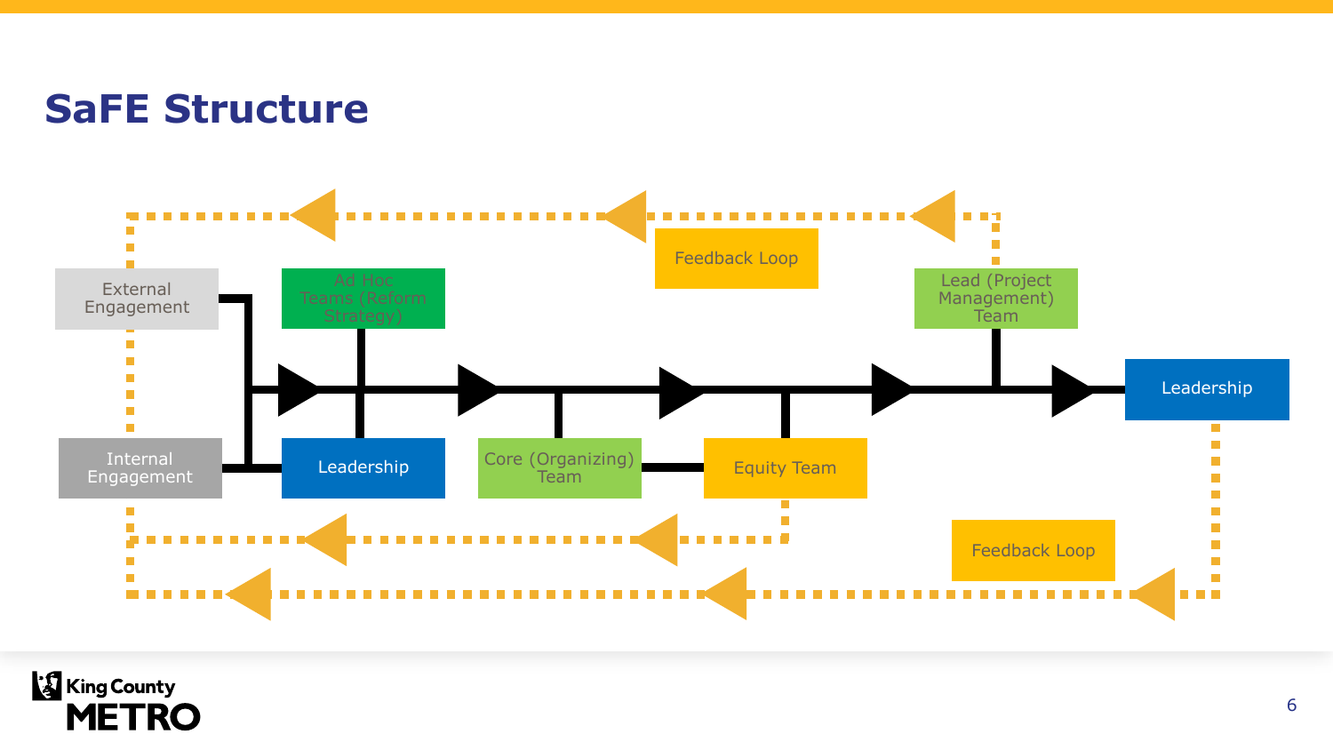# SaFE Structure

External Engagement

Ad Hoc Teams (Reform Strategy)

Feedback Loop

Lead (Project Management) Team

Leadership

Internal Engagement

Leadership

Core (Organizing) Team

Equity Team

Feedback Loop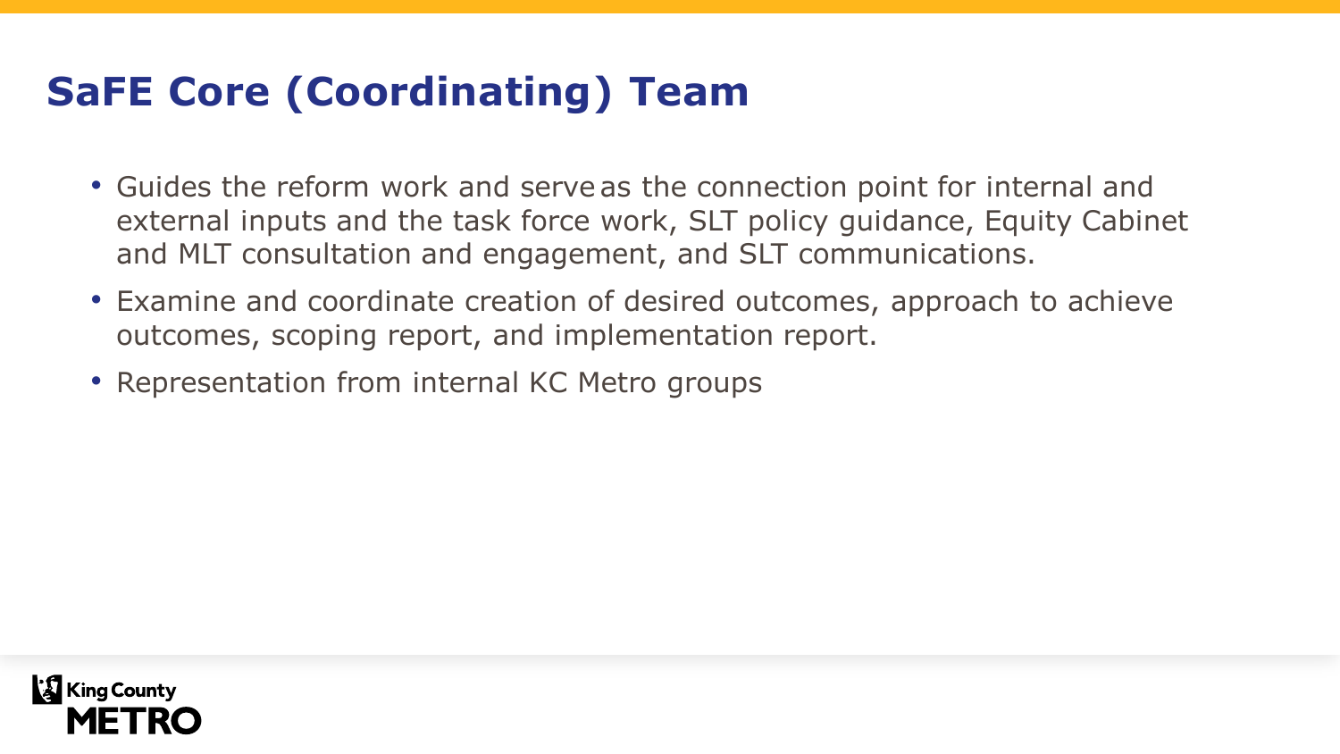# SaFE Core (Coordinating) Team

- Guides the reform work and serve as the connection point for internal and external inputs and the task force work, SLT policy guidance, Equity Cabinet and MLT consultation and engagement, and SLT communications.
- Examine and coordinate creation of desired outcomes, approach to achieve outcomes, scoping report, and implementation report.
- Representation from internal KC Metro groups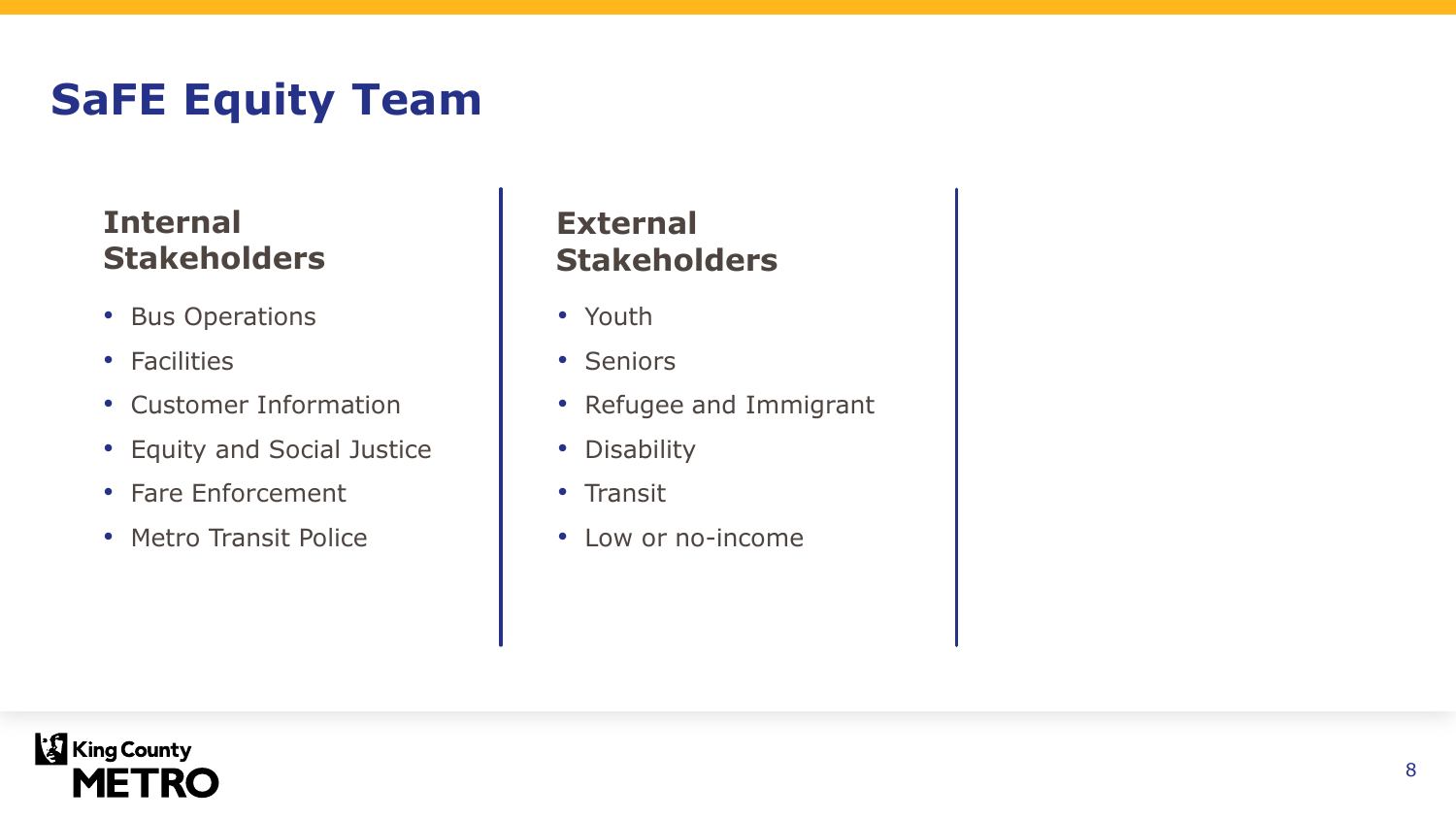# SaFE Equity Team

### Internal Stakeholders

- Bus Operations
- Facilities
- Customer Information
- Equity and Social Justice
- Fare Enforcement
- Metro Transit Police

### External Stakeholders

- Youth
- Seniors
- Refugee and Immigrant
- Disability
- Transit
- Low or no-income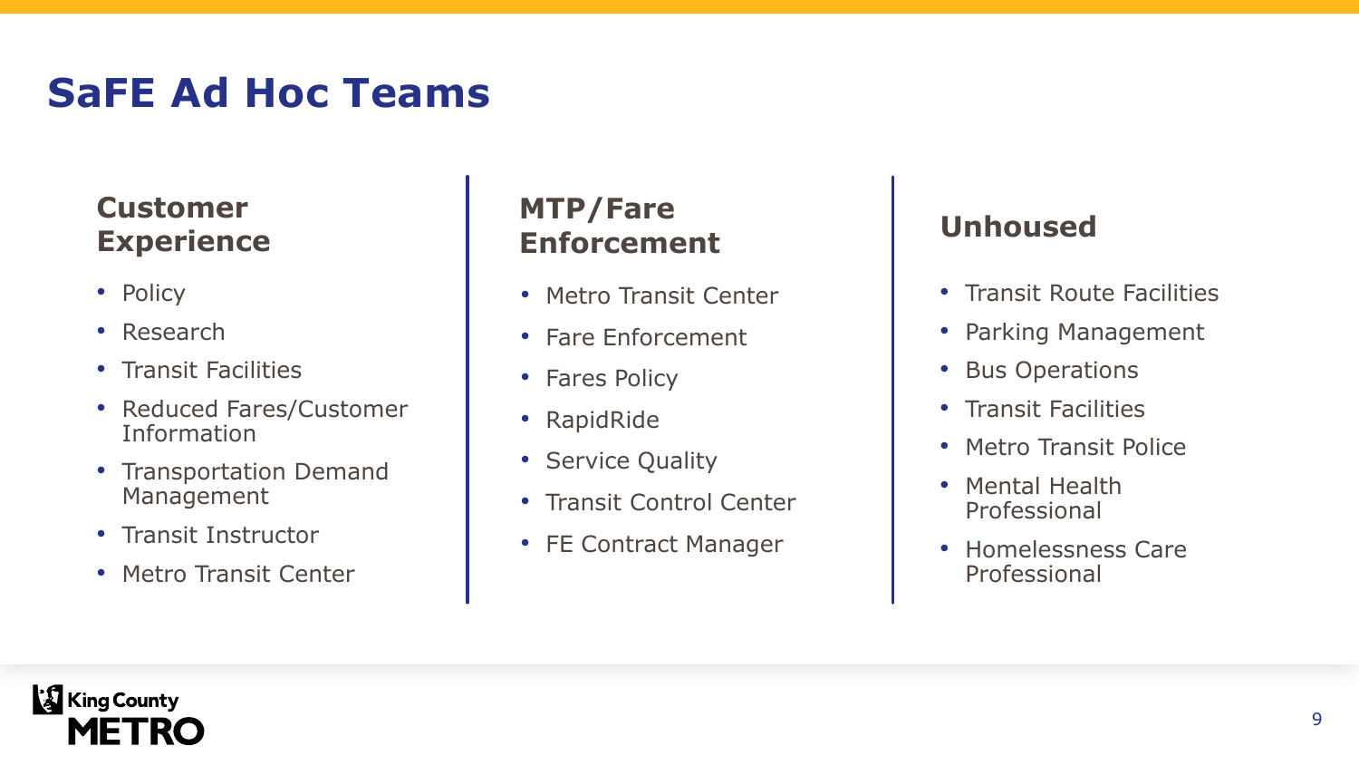# SaFE Ad Hoc Teams

## Customer Experience

- Policy
- Research
- Transit Facilities
- Reduced Fares/Customer Information
- Transportation Demand Management
- Transit Instructor
- Metro Transit Center

## MTP/Fare Enforcement

- Metro Transit Center
- Fare Enforcement
- Fares Policy
- RapidRide
- Service Quality
- Transit Control Center
- FE Contract Manager

## Unhoused

- Transit Route Facilities
- Parking Management
- Bus Operations
- Transit Facilities
- Metro Transit Police
- Mental Health Professional
- Homelessness Care Professional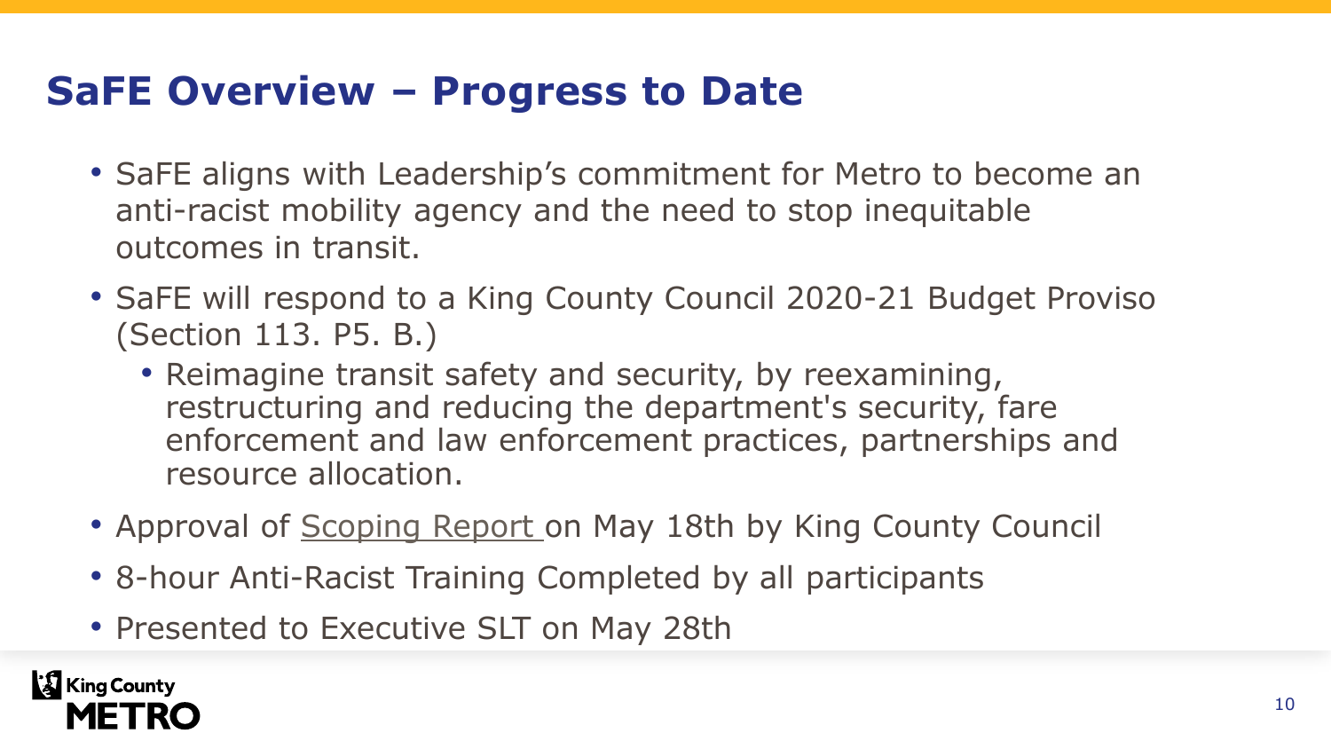# SaFE Overview – Progress to Date

- SaFE aligns with Leadership's commitment for Metro to become an anti-racist mobility agency and the need to stop inequitable outcomes in transit.
- SaFE will respond to a King County Council 2020-21 Budget Proviso (Section 113. P5. B.)
  - Reimagine transit safety and security, by reexamining, restructuring and reducing the department's security, fare enforcement and law enforcement practices, partnerships and resource allocation.
- Approval of Scoping Report on May 18th by King County Council
- 8-hour Anti-Racist Training Completed by all participants
- Presented to Executive SLT on May 28th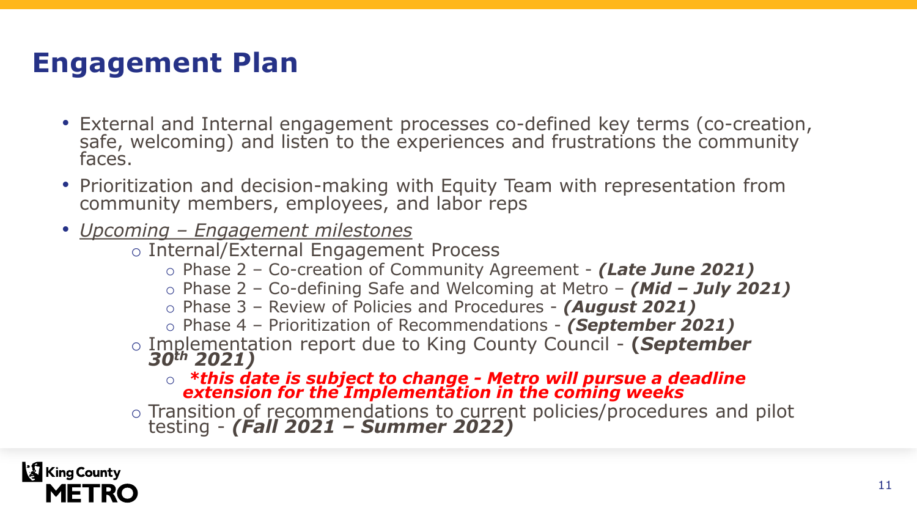# Engagement Plan

- External and Internal engagement processes co-defined key terms (co-creation, safe, welcoming) and listen to the experiences and frustrations the community faces.
- Prioritization and decision-making with Equity Team with representation from community members, employees, and labor reps
- *Upcoming – Engagement milestones*
  - Internal/External Engagement Process
    - Phase 2 – Co-creation of Community Agreement - ***(Late June 2021)***
    - Phase 2 – Co-defining Safe and Welcoming at Metro – ***(Mid – July 2021)***
    - Phase 3 – Review of Policies and Procedures - ***(August 2021)***
    - Phase 4 – Prioritization of Recommendations - ***(September 2021)***
  - Implementation report due to King County Council - ***(September 30th 2021)***
    - ***\*this date is subject to change - Metro will pursue a deadline extension for the Implementation in the coming weeks***
  - Transition of recommendations to current policies/procedures and pilot testing - ***(Fall 2021 – Summer 2022)***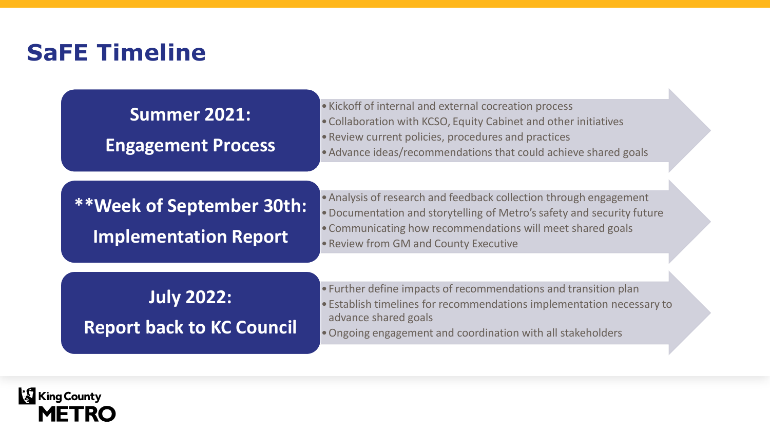# SaFE Timeline

## Summer 2021: Engagement Process

- Kickoff of internal and external cocreation process
- Collaboration with KCSO, Equity Cabinet and other initiatives
- Review current policies, procedures and practices
- Advance ideas/recommendations that could achieve shared goals

## **Week of September 30th: Implementation Report

- Analysis of research and feedback collection through engagement
- Documentation and storytelling of Metro's safety and security future
- Communicating how recommendations will meet shared goals
- Review from GM and County Executive

## July 2022: Report back to KC Council

- Further define impacts of recommendations and transition plan
- Establish timelines for recommendations implementation necessary to advance shared goals
- Ongoing engagement and coordination with all stakeholders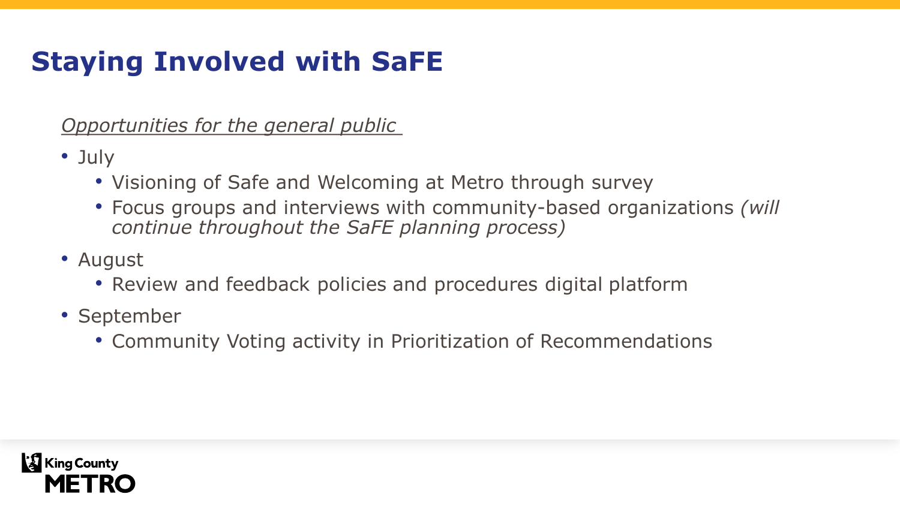# Staying Involved with SaFE

*Opportunities for the general public*

- July
  - Visioning of Safe and Welcoming at Metro through survey
  - Focus groups and interviews with community-based organizations *(will continue throughout the SaFE planning process)*
- August
  - Review and feedback policies and procedures digital platform
- September
  - Community Voting activity in Prioritization of Recommendations

King County METRO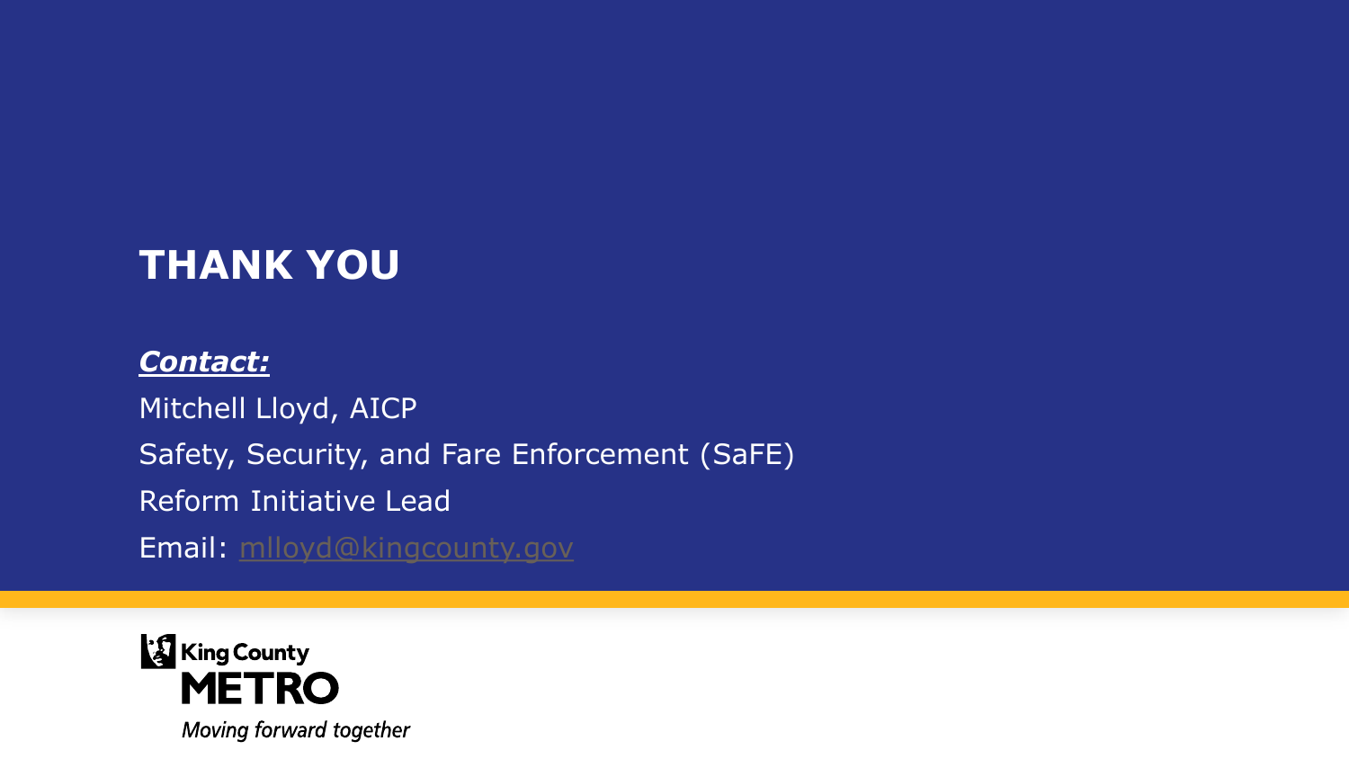# THANK YOU

***Contact:***

Mitchell Lloyd, AICP

Safety, Security, and Fare Enforcement (SaFE)

Reform Initiative Lead

Email: mlloyd@kingcounty.gov

King County
METRO
*Moving forward together*